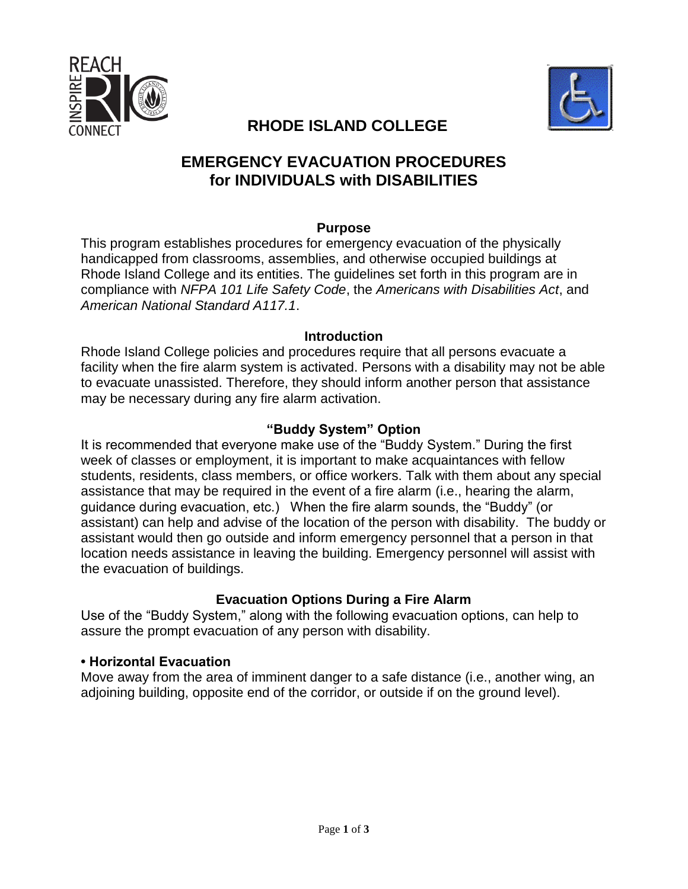# RHODE ISLAND COLLEGE

## EMERGENCY EVACUATION PROCEDURES for INDIVIDUALS with DISABILITIES

### Purpose

This program establishes procedures for emergency evacuation of the physically handicapped from classrooms, assemblies, and otherwise occupied buildings at Rhode Island College and its entities. The guidelines set forth in this program are in compliance with *NFPA 101 Life Safety Code*, the *Americans with Disabilities Act*, and *American National Standard A117.1*.

### Introduction

Rhode Island College policies and procedures require that all persons evacuate a facility when the fire alarm system is activated. Persons with a disability may not be able to evacuate unassisted. Therefore, they should inform another person that assistance may be necessary during any fire alarm activation.

### "Buddy System" Option

It is recommended that everyone make use of the "Buddy System." During the first week of classes or employment, it is important to make acquaintances with fellow students, residents, class members, or office workers. Talk with them about any special assistance that may be required in the event of a fire alarm (i.e., hearing the alarm, guidance during evacuation, etc.) When the fire alarm sounds, the "Buddy" (or assistant) can help and advise of the location of the person with disability. The buddy or assistant would then go outside and inform emergency personnel that a person in that location needs assistance in leaving the building. Emergency personnel will assist with the evacuation of buildings.

### Evacuation Options During a Fire Alarm

Use of the "Buddy System," along with the following evacuation options, can help to assure the prompt evacuation of any person with disability.

**• Horizontal Evacuation**

Move away from the area of imminent danger to a safe distance (i.e., another wing, an adjoining building, opposite end of the corridor, or outside if on the ground level).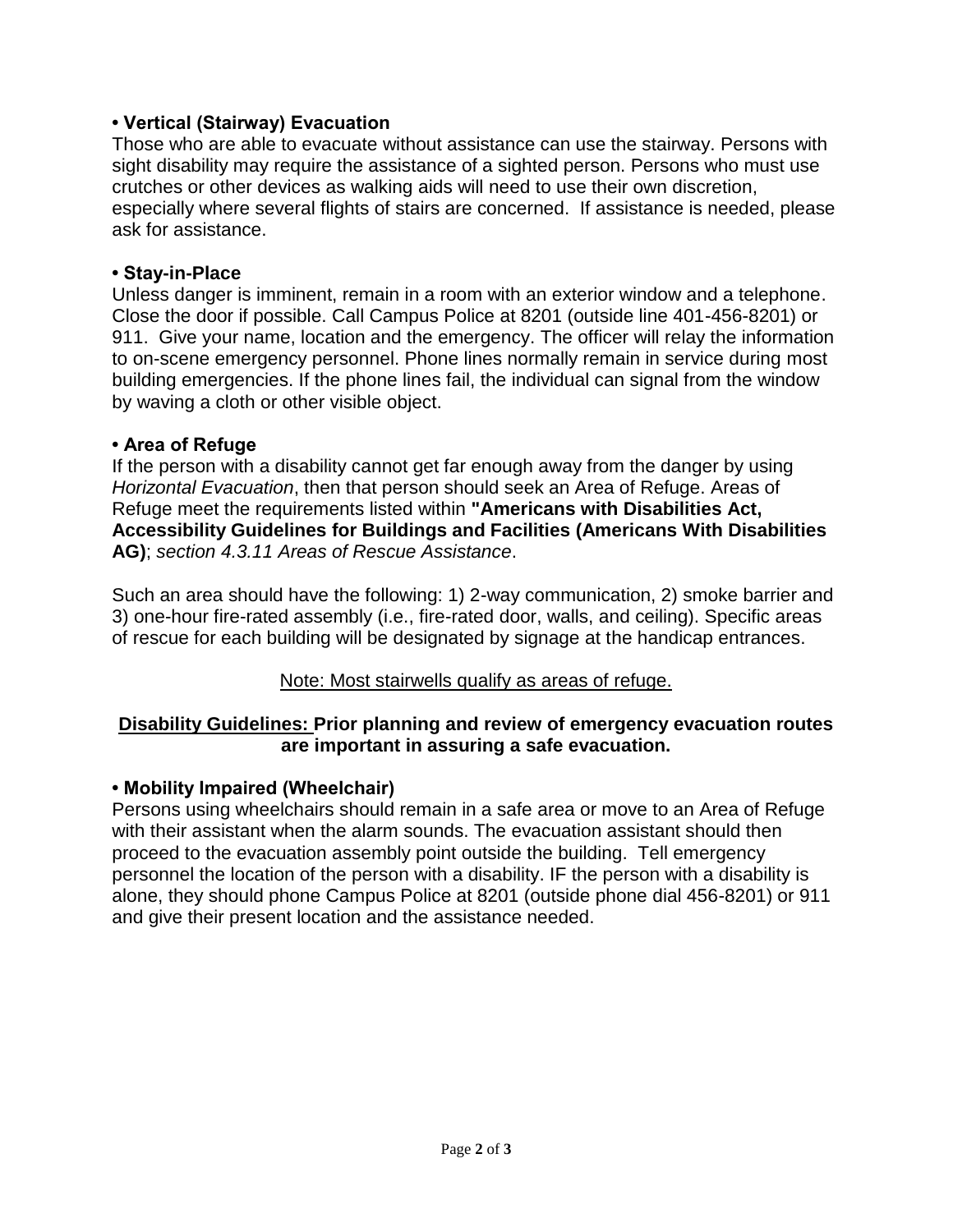**• Vertical (Stairway) Evacuation**

Those who are able to evacuate without assistance can use the stairway. Persons with sight disability may require the assistance of a sighted person. Persons who must use crutches or other devices as walking aids will need to use their own discretion, especially where several flights of stairs are concerned. If assistance is needed, please ask for assistance.

**• Stay-in-Place**

Unless danger is imminent, remain in a room with an exterior window and a telephone. Close the door if possible. Call Campus Police at 8201 (outside line 401-456-8201) or 911. Give your name, location and the emergency. The officer will relay the information to on-scene emergency personnel. Phone lines normally remain in service during most building emergencies. If the phone lines fail, the individual can signal from the window by waving a cloth or other visible object.

**• Area of Refuge**

If the person with a disability cannot get far enough away from the danger by using *Horizontal Evacuation*, then that person should seek an Area of Refuge. Areas of Refuge meet the requirements listed within **"Americans with Disabilities Act, Accessibility Guidelines for Buildings and Facilities (Americans With Disabilities AG)**; *section 4.3.11 Areas of Rescue Assistance*.

Such an area should have the following: 1) 2-way communication, 2) smoke barrier and 3) one-hour fire-rated assembly (i.e., fire-rated door, walls, and ceiling). Specific areas of rescue for each building will be designated by signage at the handicap entrances.

<u>Note: Most stairwells qualify as areas of refuge.</u>

**<u>Disability Guidelines:</u> Prior planning and review of emergency evacuation routes are important in assuring a safe evacuation.**

**• Mobility Impaired (Wheelchair)**

Persons using wheelchairs should remain in a safe area or move to an Area of Refuge with their assistant when the alarm sounds. The evacuation assistant should then proceed to the evacuation assembly point outside the building. Tell emergency personnel the location of the person with a disability. IF the person with a disability is alone, they should phone Campus Police at 8201 (outside phone dial 456-8201) or 911 and give their present location and the assistance needed.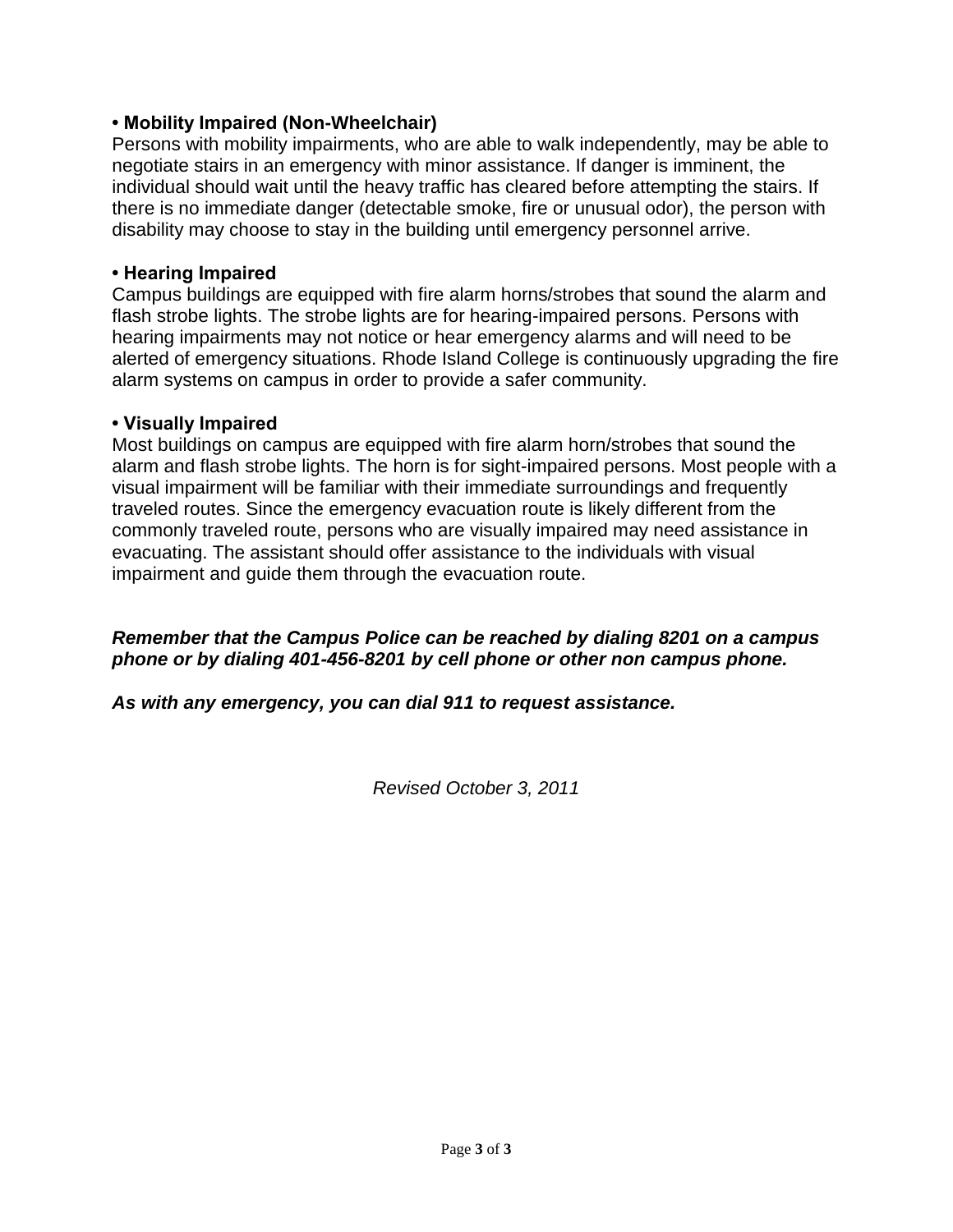**• Mobility Impaired (Non-Wheelchair)**

Persons with mobility impairments, who are able to walk independently, may be able to negotiate stairs in an emergency with minor assistance. If danger is imminent, the individual should wait until the heavy traffic has cleared before attempting the stairs. If there is no immediate danger (detectable smoke, fire or unusual odor), the person with disability may choose to stay in the building until emergency personnel arrive.

**• Hearing Impaired**

Campus buildings are equipped with fire alarm horns/strobes that sound the alarm and flash strobe lights. The strobe lights are for hearing-impaired persons. Persons with hearing impairments may not notice or hear emergency alarms and will need to be alerted of emergency situations. Rhode Island College is continuously upgrading the fire alarm systems on campus in order to provide a safer community.

**• Visually Impaired**

Most buildings on campus are equipped with fire alarm horn/strobes that sound the alarm and flash strobe lights. The horn is for sight-impaired persons. Most people with a visual impairment will be familiar with their immediate surroundings and frequently traveled routes. Since the emergency evacuation route is likely different from the commonly traveled route, persons who are visually impaired may need assistance in evacuating. The assistant should offer assistance to the individuals with visual impairment and guide them through the evacuation route.

***Remember that the Campus Police can be reached by dialing 8201 on a campus phone or by dialing 401-456-8201 by cell phone or other non campus phone.***

***As with any emergency, you can dial 911 to request assistance.***

*Revised October 3, 2011*